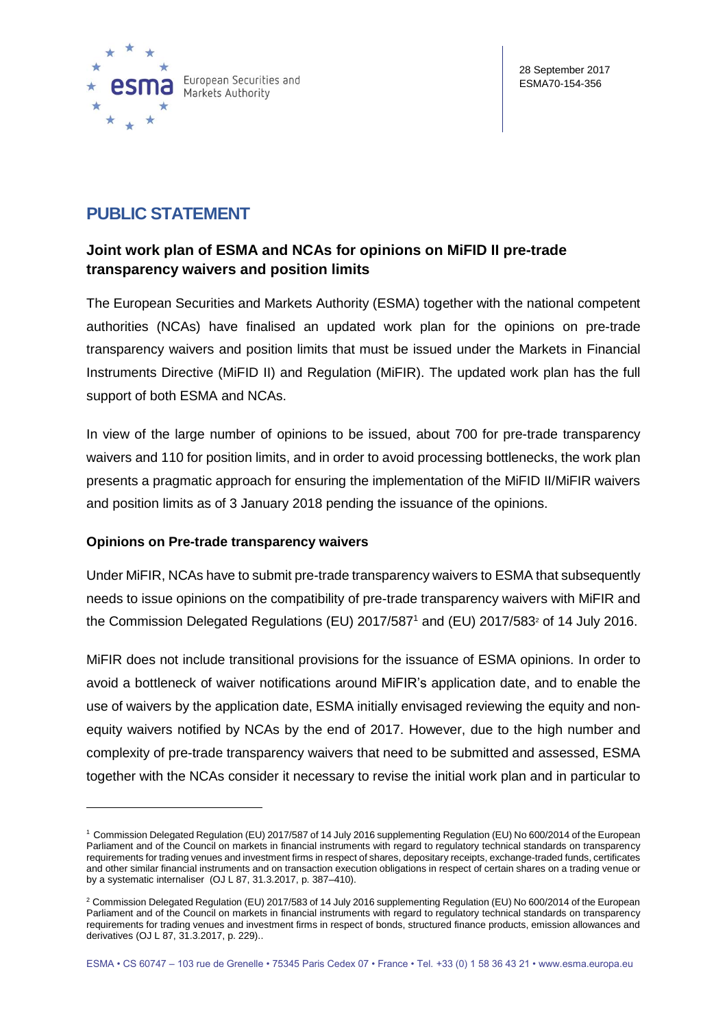28 September 2017
ESMA70-154-356

# PUBLIC STATEMENT

## Joint work plan of ESMA and NCAs for opinions on MiFID II pre-trade transparency waivers and position limits

The European Securities and Markets Authority (ESMA) together with the national competent authorities (NCAs) have finalised an updated work plan for the opinions on pre-trade transparency waivers and position limits that must be issued under the Markets in Financial Instruments Directive (MiFID II) and Regulation (MiFIR). The updated work plan has the full support of both ESMA and NCAs.

In view of the large number of opinions to be issued, about 700 for pre-trade transparency waivers and 110 for position limits, and in order to avoid processing bottlenecks, the work plan presents a pragmatic approach for ensuring the implementation of the MiFID II/MiFIR waivers and position limits as of 3 January 2018 pending the issuance of the opinions.

### Opinions on Pre-trade transparency waivers

Under MiFIR, NCAs have to submit pre-trade transparency waivers to ESMA that subsequently needs to issue opinions on the compatibility of pre-trade transparency waivers with MiFIR and the Commission Delegated Regulations (EU) 2017/587[1] and (EU) 2017/583[2] of 14 July 2016.

MiFIR does not include transitional provisions for the issuance of ESMA opinions. In order to avoid a bottleneck of waiver notifications around MiFIR's application date, and to enable the use of waivers by the application date, ESMA initially envisaged reviewing the equity and non-equity waivers notified by NCAs by the end of 2017. However, due to the high number and complexity of pre-trade transparency waivers that need to be submitted and assessed, ESMA together with the NCAs consider it necessary to revise the initial work plan and in particular to

---

[1] Commission Delegated Regulation (EU) 2017/587 of 14 July 2016 supplementing Regulation (EU) No 600/2014 of the European Parliament and of the Council on markets in financial instruments with regard to regulatory technical standards on transparency requirements for trading venues and investment firms in respect of shares, depositary receipts, exchange-traded funds, certificates and other similar financial instruments and on transaction execution obligations in respect of certain shares on a trading venue or by a systematic internaliser (OJ L 87, 31.3.2017, p. 387–410).

[2] Commission Delegated Regulation (EU) 2017/583 of 14 July 2016 supplementing Regulation (EU) No 600/2014 of the European Parliament and of the Council on markets in financial instruments with regard to regulatory technical standards on transparency requirements for trading venues and investment firms in respect of bonds, structured finance products, emission allowances and derivatives (OJ L 87, 31.3.2017, p. 229)..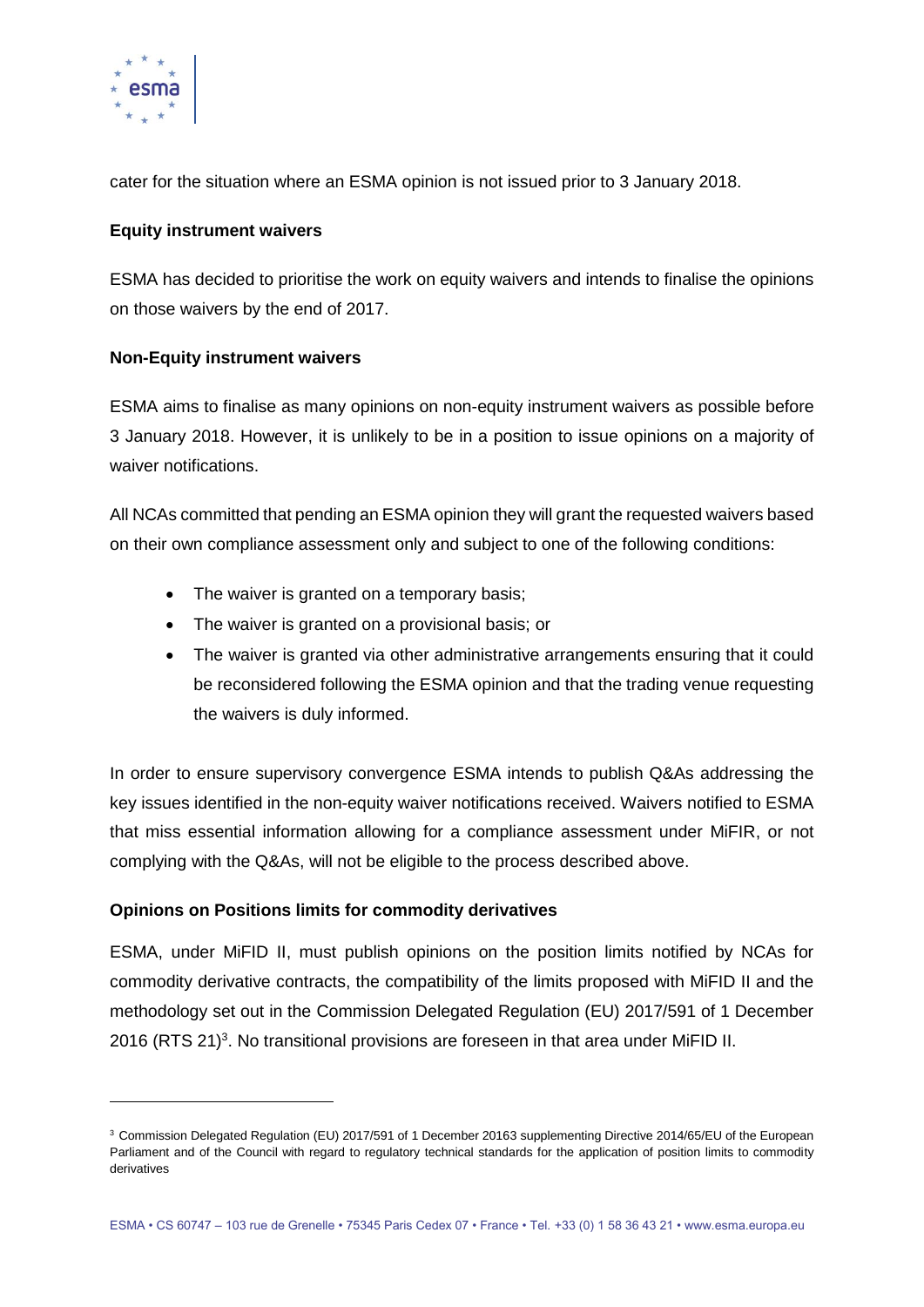cater for the situation where an ESMA opinion is not issued prior to 3 January 2018.

**Equity instrument waivers**

ESMA has decided to prioritise the work on equity waivers and intends to finalise the opinions on those waivers by the end of 2017.

**Non-Equity instrument waivers**

ESMA aims to finalise as many opinions on non-equity instrument waivers as possible before 3 January 2018. However, it is unlikely to be in a position to issue opinions on a majority of waiver notifications.

All NCAs committed that pending an ESMA opinion they will grant the requested waivers based on their own compliance assessment only and subject to one of the following conditions:

- The waiver is granted on a temporary basis;
- The waiver is granted on a provisional basis; or
- The waiver is granted via other administrative arrangements ensuring that it could be reconsidered following the ESMA opinion and that the trading venue requesting the waivers is duly informed.

In order to ensure supervisory convergence ESMA intends to publish Q&As addressing the key issues identified in the non-equity waiver notifications received. Waivers notified to ESMA that miss essential information allowing for a compliance assessment under MiFIR, or not complying with the Q&As, will not be eligible to the process described above.

**Opinions on Positions limits for commodity derivatives**

ESMA, under MiFID II, must publish opinions on the position limits notified by NCAs for commodity derivative contracts, the compatibility of the limits proposed with MiFID II and the methodology set out in the Commission Delegated Regulation (EU) 2017/591 of 1 December 2016 (RTS 21)[3]. No transitional provisions are foreseen in that area under MiFID II.

[3] Commission Delegated Regulation (EU) 2017/591 of 1 December 20163 supplementing Directive 2014/65/EU of the European Parliament and of the Council with regard to regulatory technical standards for the application of position limits to commodity derivatives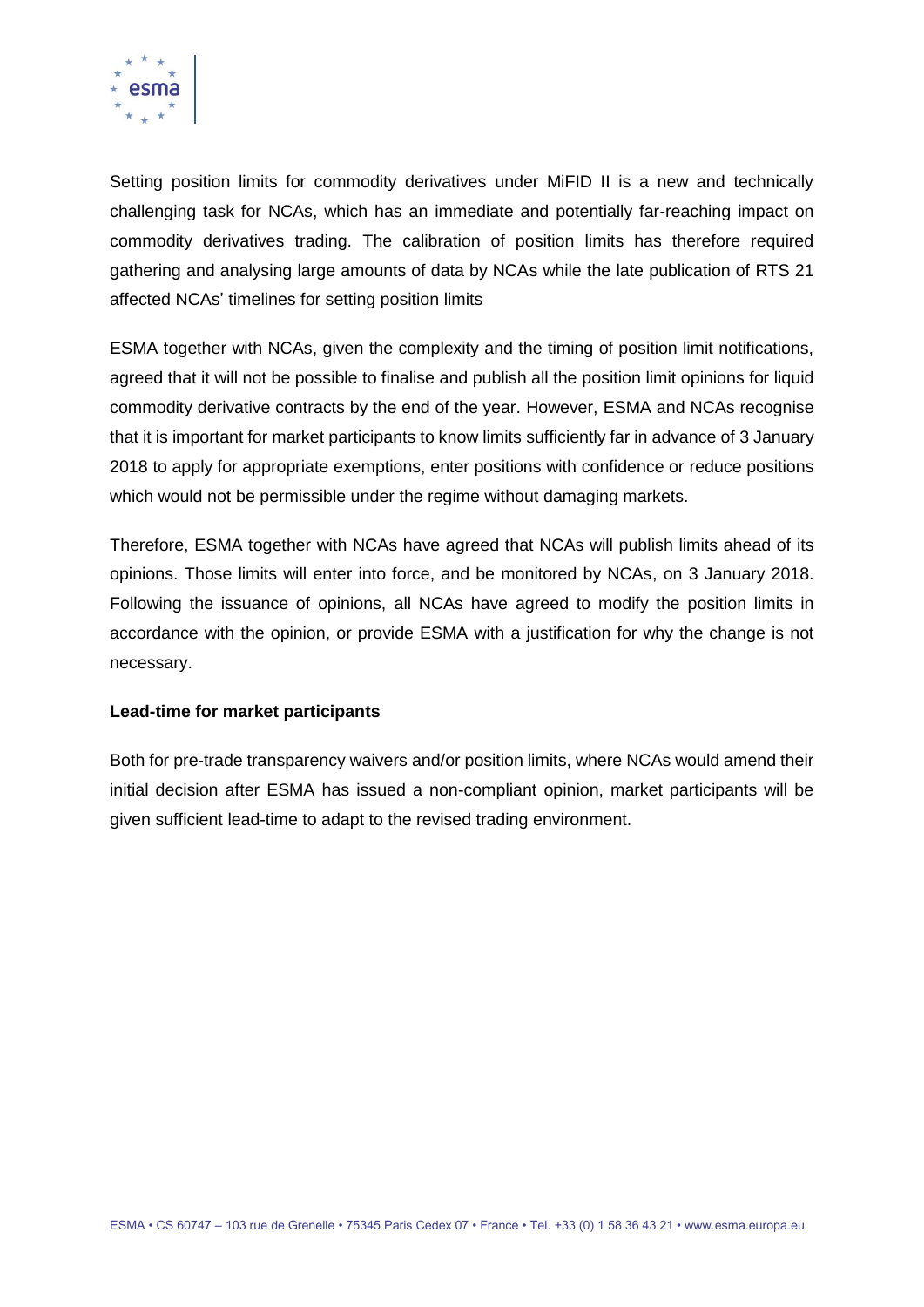Setting position limits for commodity derivatives under MiFID II is a new and technically challenging task for NCAs, which has an immediate and potentially far-reaching impact on commodity derivatives trading. The calibration of position limits has therefore required gathering and analysing large amounts of data by NCAs while the late publication of RTS 21 affected NCAs' timelines for setting position limits

ESMA together with NCAs, given the complexity and the timing of position limit notifications, agreed that it will not be possible to finalise and publish all the position limit opinions for liquid commodity derivative contracts by the end of the year. However, ESMA and NCAs recognise that it is important for market participants to know limits sufficiently far in advance of 3 January 2018 to apply for appropriate exemptions, enter positions with confidence or reduce positions which would not be permissible under the regime without damaging markets.

Therefore, ESMA together with NCAs have agreed that NCAs will publish limits ahead of its opinions. Those limits will enter into force, and be monitored by NCAs, on 3 January 2018. Following the issuance of opinions, all NCAs have agreed to modify the position limits in accordance with the opinion, or provide ESMA with a justification for why the change is not necessary.

**Lead-time for market participants**

Both for pre-trade transparency waivers and/or position limits, where NCAs would amend their initial decision after ESMA has issued a non-compliant opinion, market participants will be given sufficient lead-time to adapt to the revised trading environment.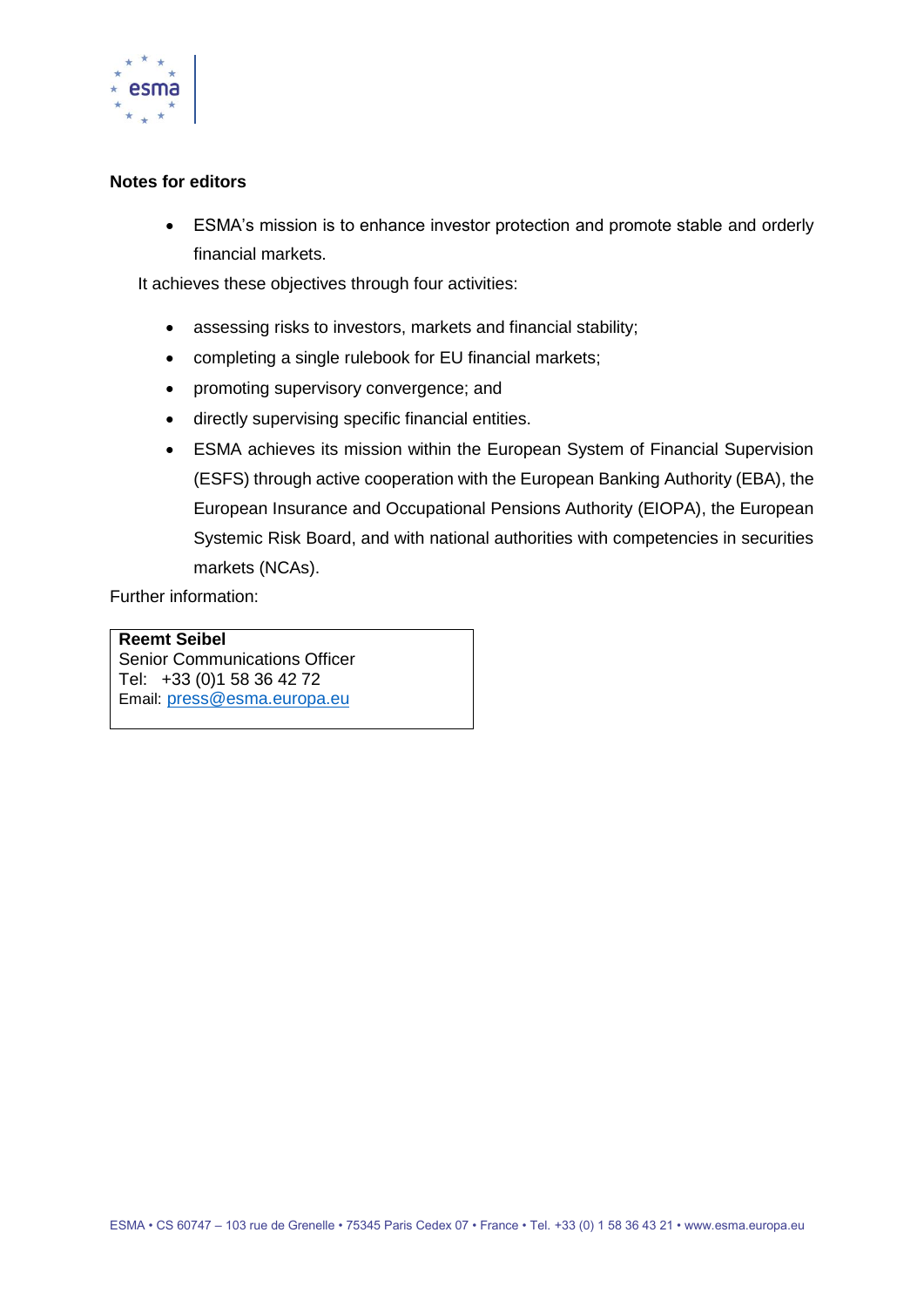**Notes for editors**

- ESMA's mission is to enhance investor protection and promote stable and orderly financial markets.

It achieves these objectives through four activities:

- assessing risks to investors, markets and financial stability;
- completing a single rulebook for EU financial markets;
- promoting supervisory convergence; and
- directly supervising specific financial entities.
- ESMA achieves its mission within the European System of Financial Supervision (ESFS) through active cooperation with the European Banking Authority (EBA), the European Insurance and Occupational Pensions Authority (EIOPA), the European Systemic Risk Board, and with national authorities with competencies in securities markets (NCAs).

Further information:

**Reemt Seibel**
Senior Communications Officer
Tel: +33 (0)1 58 36 42 72
Email: press@esma.europa.eu